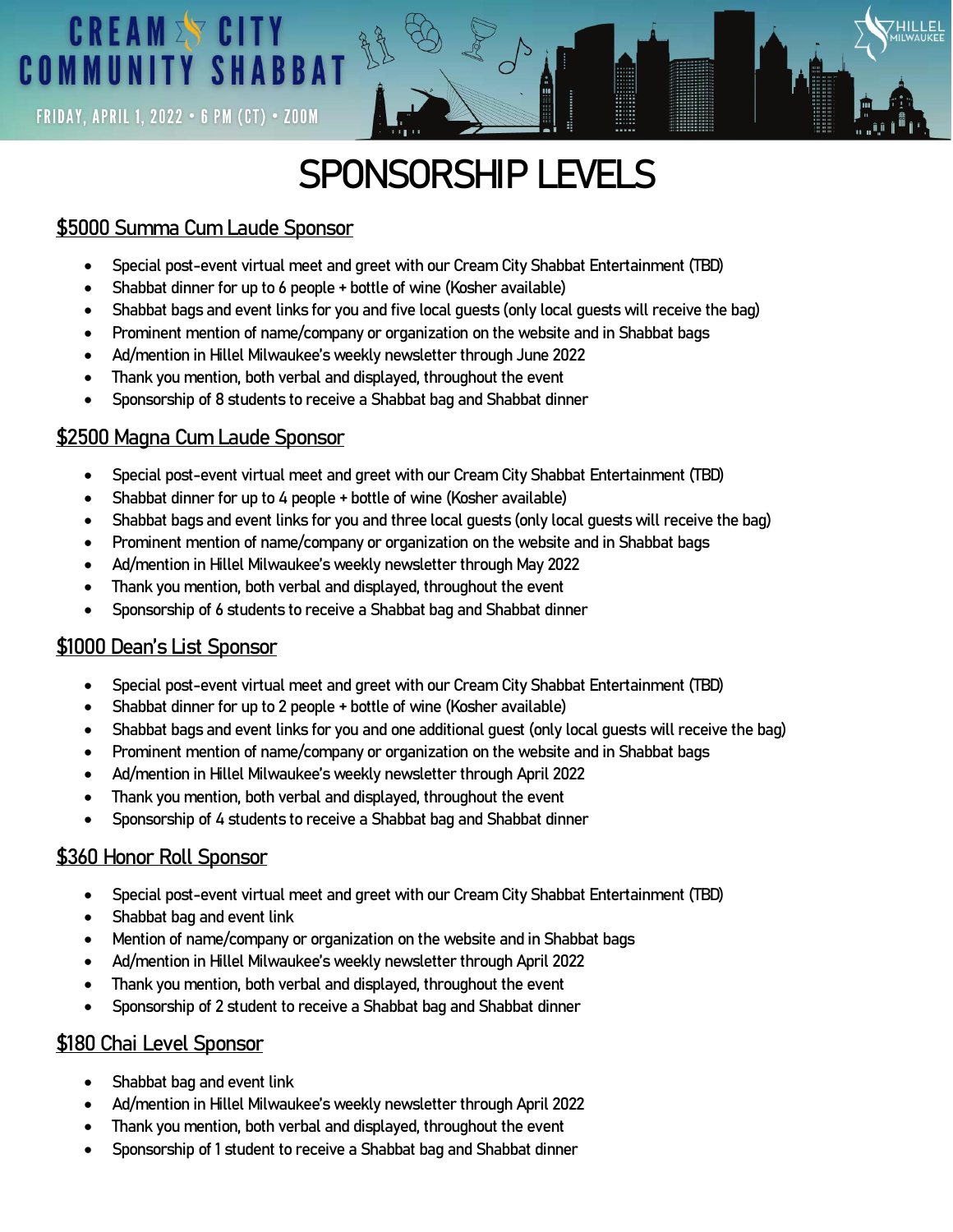# CREAM CITY COMMUNITY SHABBAT

FRIDAY, APRIL 1, 2022 • 6 PM (CT) • ZOOM

HILLEL MILWAUKEE

# SPONSORSHIP LEVELS

## $5000 Summa Cum Laude Sponsor

- Special post-event virtual meet and greet with our Cream City Shabbat Entertainment (TBD)
- Shabbat dinner for up to 6 people + bottle of wine (Kosher available)
- Shabbat bags and event links for you and five local guests (only local guests will receive the bag)
- Prominent mention of name/company or organization on the website and in Shabbat bags
- Ad/mention in Hillel Milwaukee's weekly newsletter through June 2022
- Thank you mention, both verbal and displayed, throughout the event
- Sponsorship of 8 students to receive a Shabbat bag and Shabbat dinner

## $2500 Magna Cum Laude Sponsor

- Special post-event virtual meet and greet with our Cream City Shabbat Entertainment (TBD)
- Shabbat dinner for up to 4 people + bottle of wine (Kosher available)
- Shabbat bags and event links for you and three local guests (only local guests will receive the bag)
- Prominent mention of name/company or organization on the website and in Shabbat bags
- Ad/mention in Hillel Milwaukee's weekly newsletter through May 2022
- Thank you mention, both verbal and displayed, throughout the event
- Sponsorship of 6 students to receive a Shabbat bag and Shabbat dinner

## $1000 Dean's List Sponsor

- Special post-event virtual meet and greet with our Cream City Shabbat Entertainment (TBD)
- Shabbat dinner for up to 2 people + bottle of wine (Kosher available)
- Shabbat bags and event links for you and one additional guest (only local guests will receive the bag)
- Prominent mention of name/company or organization on the website and in Shabbat bags
- Ad/mention in Hillel Milwaukee's weekly newsletter through April 2022
- Thank you mention, both verbal and displayed, throughout the event
- Sponsorship of 4 students to receive a Shabbat bag and Shabbat dinner

## $360 Honor Roll Sponsor

- Special post-event virtual meet and greet with our Cream City Shabbat Entertainment (TBD)
- Shabbat bag and event link
- Mention of name/company or organization on the website and in Shabbat bags
- Ad/mention in Hillel Milwaukee's weekly newsletter through April 2022
- Thank you mention, both verbal and displayed, throughout the event
- Sponsorship of 2 student to receive a Shabbat bag and Shabbat dinner

## $180 Chai Level Sponsor

- Shabbat bag and event link
- Ad/mention in Hillel Milwaukee's weekly newsletter through April 2022
- Thank you mention, both verbal and displayed, throughout the event
- Sponsorship of 1 student to receive a Shabbat bag and Shabbat dinner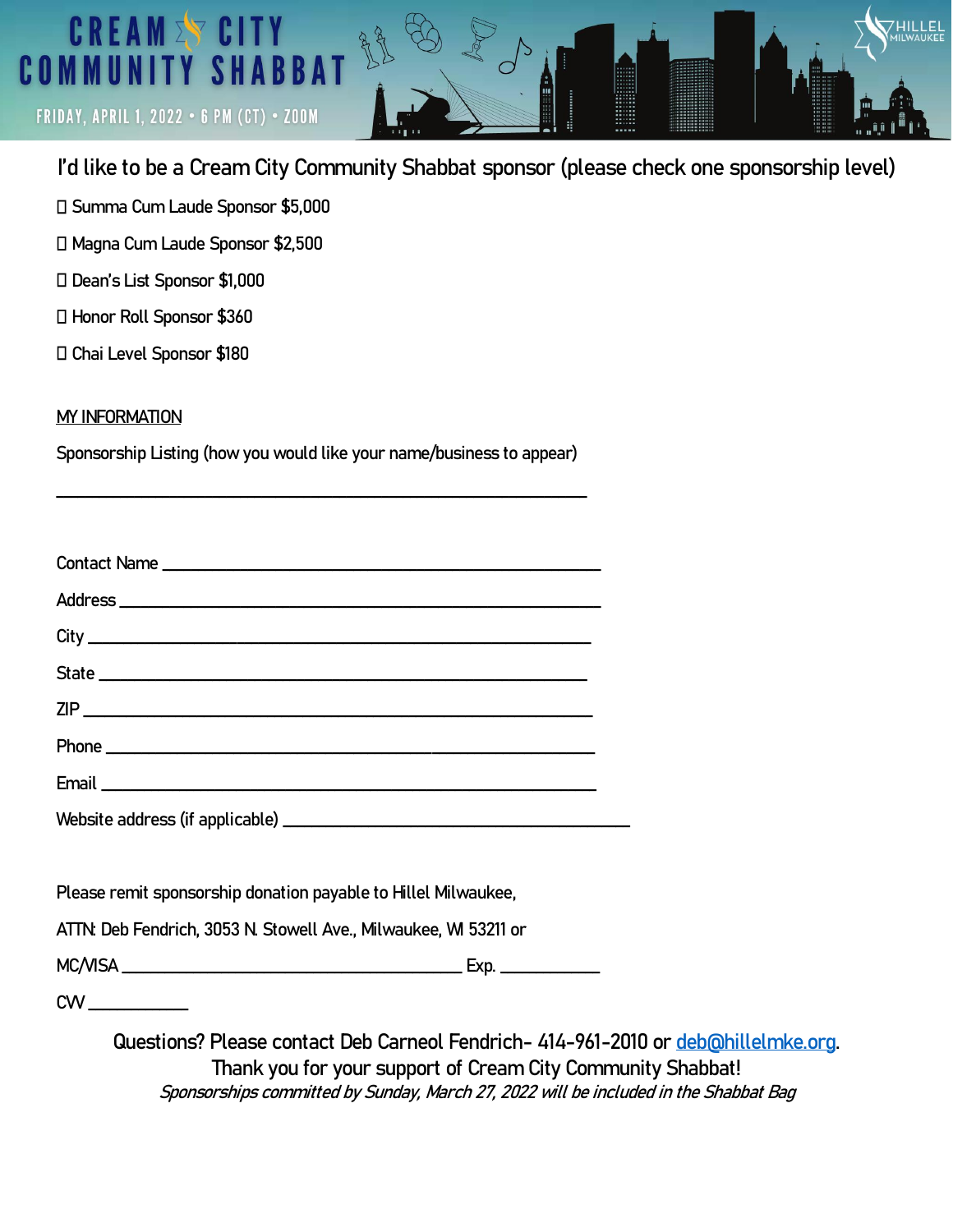# CREAM CITY COMMUNITY SHABBAT

FRIDAY, APRIL 1, 2022 • 6 PM (CT) • ZOOM

HILLEL MILWAUKEE

I'd like to be a Cream City Community Shabbat sponsor (please check one sponsorship level)

☐ Summa Cum Laude Sponsor $5,000

☐ Magna Cum Laude Sponsor $2,500

☐ Dean's List Sponsor $1,000

☐ Honor Roll Sponsor $360

☐ Chai Level Sponsor $180

MY INFORMATION

Sponsorship Listing (how you would like your name/business to appear)

_______________________________________________

Contact Name _______________________________________

Address ___________________________________________

City _____________________________________________

State ____________________________________________

ZIP _____________________________________________

Phone ___________________________________________

Email ___________________________________________

Website address (if applicable) ______________________________

Please remit sponsorship donation payable to Hillel Milwaukee,

ATTN: Deb Fendrich, 3053 N. Stowell Ave., Milwaukee, WI 53211 or

MC/VISA ______________________________ Exp. ___________

CVV ___________

Questions? Please contact Deb Carneol Fendrich- 414-961-2010 or deb@hillelmke.org.

Thank you for your support of Cream City Community Shabbat!

*Sponsorships committed by Sunday, March 27, 2022 will be included in the Shabbat Bag*